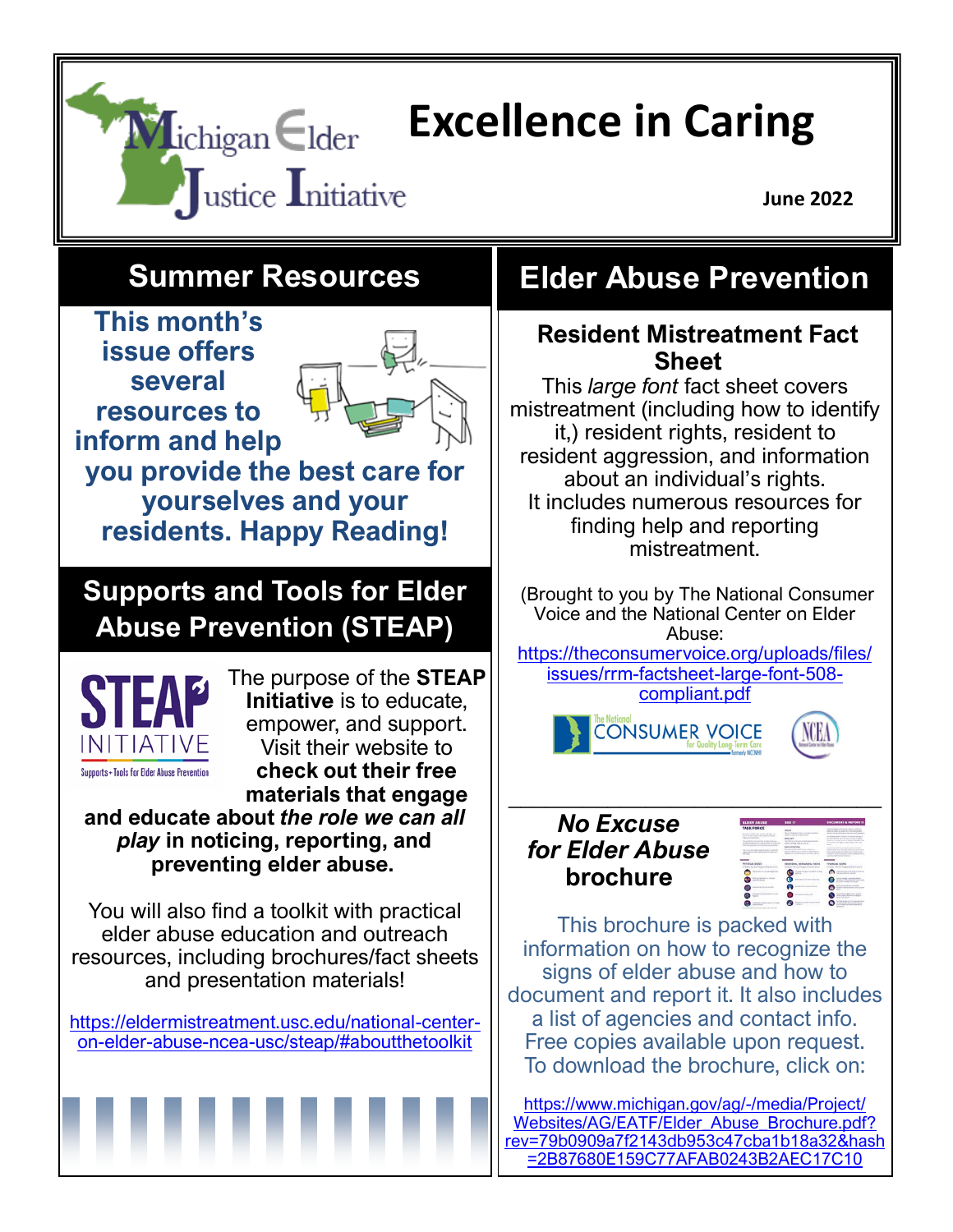Michigan Elder Justice Initiative

# Excellence in Caring

**June 2022**

## Summer Resources

**This month's issue offers several resources to inform and help you provide the best care for yourselves and your residents. Happy Reading!**

## Supports and Tools for Elder Abuse Prevention (STEAP)

STEAP INITIATIVE Supports + Tools for Elder Abuse Prevention

The purpose of the **STEAP Initiative** is to educate, empower, and support. Visit their website to **check out their free materials that engage and educate about *the role we can all play* in noticing, reporting, and preventing elder abuse.**

You will also find a toolkit with practical elder abuse education and outreach resources, including brochures/fact sheets and presentation materials!

https://eldermistreatment.usc.edu/national-center-on-elder-abuse-ncea-usc/steap/#aboutthetoolkit

## Elder Abuse Prevention

### Resident Mistreatment Fact Sheet

This *large font* fact sheet covers mistreatment (including how to identify it,) resident rights, resident to resident aggression, and information about an individual's rights. It includes numerous resources for finding help and reporting mistreatment.

(Brought to you by The National Consumer Voice and the National Center on Elder Abuse: https://theconsumervoice.org/uploads/files/issues/rrm-factsheet-large-font-508-compliant.pdf

The National Consumer Voice for Quality Long-Term Care formerly NCCNHR

NCEA National Center on Elder Abuse

---

### *No Excuse for Elder Abuse* brochure

This brochure is packed with information on how to recognize the signs of elder abuse and how to document and report it. It also includes a list of agencies and contact info. Free copies available upon request. To download the brochure, click on:

https://www.michigan.gov/ag/-/media/Project/Websites/AG/EATF/Elder_Abuse_Brochure.pdf?rev=79b0909a7f2143db953c47cba1b18a32&hash=2B87680E159C77AFAB0243B2AEC17C10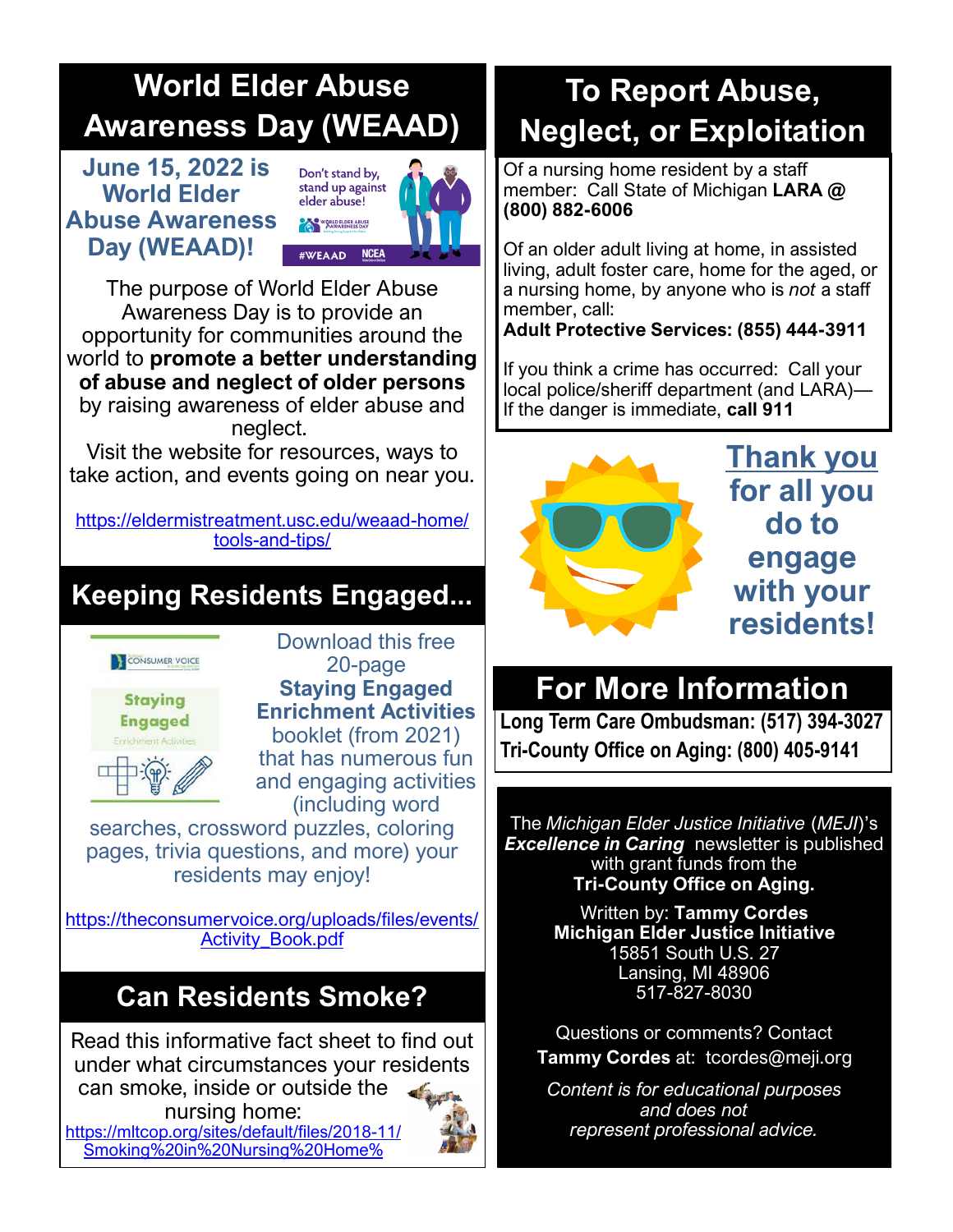## World Elder Abuse Awareness Day (WEAAD)

**June 15, 2022 is World Elder Abuse Awareness Day (WEAAD)!**

The purpose of World Elder Abuse Awareness Day is to provide an opportunity for communities around the world to **promote a better understanding of abuse and neglect of older persons** by raising awareness of elder abuse and neglect.

Visit the website for resources, ways to take action, and events going on near you.

https://eldermistreatment.usc.edu/weaad-home/tools-and-tips/

## Keeping Residents Engaged...

Download this free 20-page **Staying Engaged Enrichment Activities** booklet (from 2021) that has numerous fun and engaging activities (including word searches, crossword puzzles, coloring pages, trivia questions, and more) your residents may enjoy!

https://theconsumervoice.org/uploads/files/events/Activity_Book.pdf

## Can Residents Smoke?

Read this informative fact sheet to find out under what circumstances your residents can smoke, inside or outside the nursing home:

https://mltcop.org/sites/default/files/2018-11/Smoking%20in%20Nursing%20Home%

## To Report Abuse, Neglect, or Exploitation

Of a nursing home resident by a staff member: Call State of Michigan **LARA @ (800) 882-6006**

Of an older adult living at home, in assisted living, adult foster care, home for the aged, or a nursing home, by anyone who is *not* a staff member, call:

**Adult Protective Services: (855) 444-3911**

If you think a crime has occurred: Call your local police/sheriff department (and LARA)—If the danger is immediate, **call 911**

**Thank you for all you do to engage with your residents!**

## For More Information

**Long Term Care Ombudsman: (517) 394-3027**

**Tri-County Office on Aging: (800) 405-9141**

The *Michigan Elder Justice Initiative* (*MEJI*)'s ***Excellence in Caring*** newsletter is published with grant funds from the **Tri-County Office on Aging.**

Written by: **Tammy Cordes**
**Michigan Elder Justice Initiative**
15851 South U.S. 27
Lansing, MI 48906
517-827-8030

Questions or comments? Contact **Tammy Cordes** at: tcordes@meji.org

*Content is for educational purposes and does not represent professional advice.*